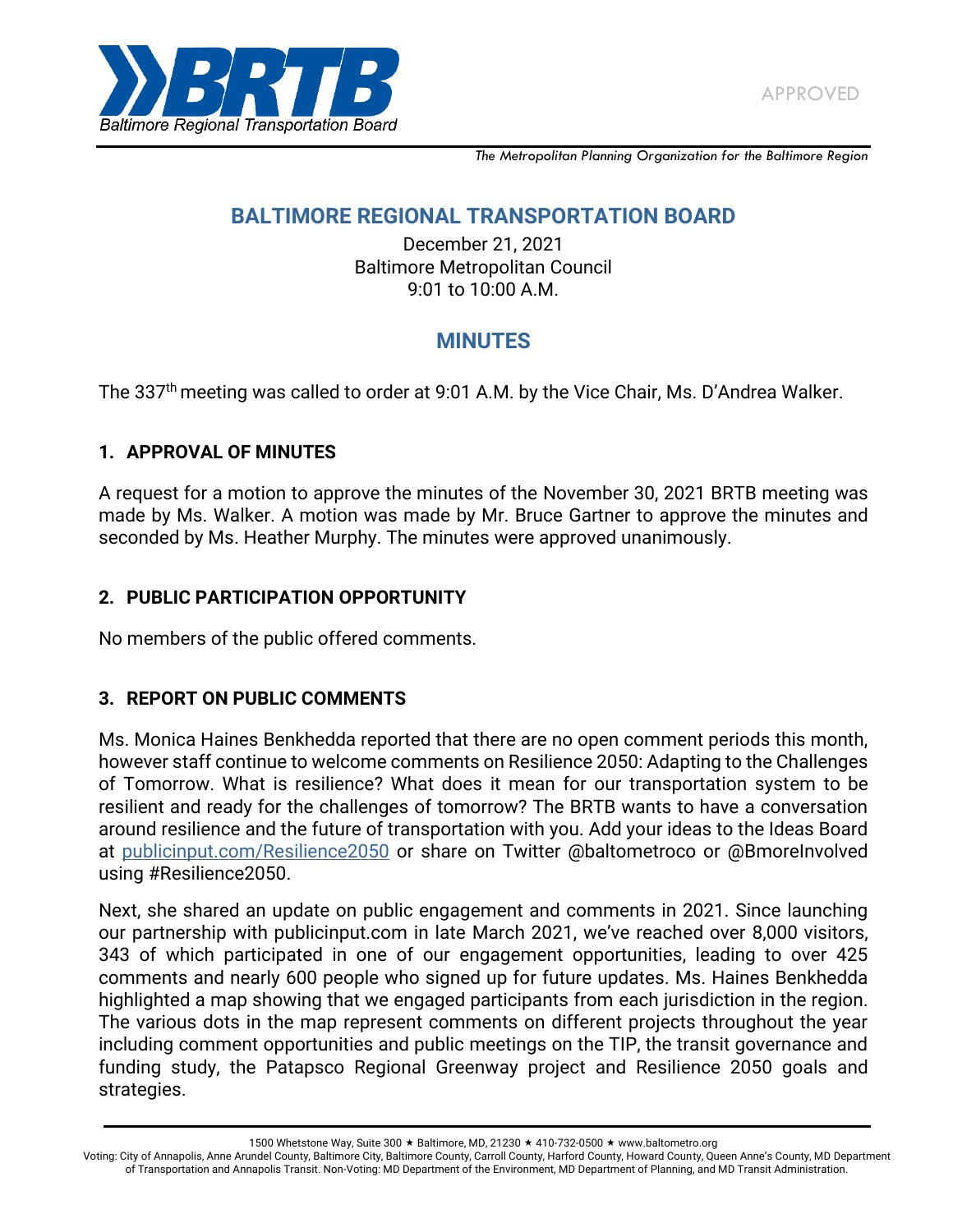APPROVED

*The Metropolitan Planning Organization for the Baltimore Region*

# BALTIMORE REGIONAL TRANSPORTATION BOARD

December 21, 2021
Baltimore Metropolitan Council
9:01 to 10:00 A.M.

## MINUTES

The 337th meeting was called to order at 9:01 A.M. by the Vice Chair, Ms. D'Andrea Walker.

### 1. APPROVAL OF MINUTES

A request for a motion to approve the minutes of the November 30, 2021 BRTB meeting was made by Ms. Walker. A motion was made by Mr. Bruce Gartner to approve the minutes and seconded by Ms. Heather Murphy. The minutes were approved unanimously.

### 2. PUBLIC PARTICIPATION OPPORTUNITY

No members of the public offered comments.

### 3. REPORT ON PUBLIC COMMENTS

Ms. Monica Haines Benkhedda reported that there are no open comment periods this month, however staff continue to welcome comments on Resilience 2050: Adapting to the Challenges of Tomorrow. What is resilience? What does it mean for our transportation system to be resilient and ready for the challenges of tomorrow? The BRTB wants to have a conversation around resilience and the future of transportation with you. Add your ideas to the Ideas Board at [publicinput.com/Resilience2050](publicinput.com/Resilience2050) or share on Twitter @baltometroco or @BmoreInvolved using #Resilience2050.

Next, she shared an update on public engagement and comments in 2021. Since launching our partnership with publicinput.com in late March 2021, we've reached over 8,000 visitors, 343 of which participated in one of our engagement opportunities, leading to over 425 comments and nearly 600 people who signed up for future updates. Ms. Haines Benkhedda highlighted a map showing that we engaged participants from each jurisdiction in the region. The various dots in the map represent comments on different projects throughout the year including comment opportunities and public meetings on the TIP, the transit governance and funding study, the Patapsco Regional Greenway project and Resilience 2050 goals and strategies.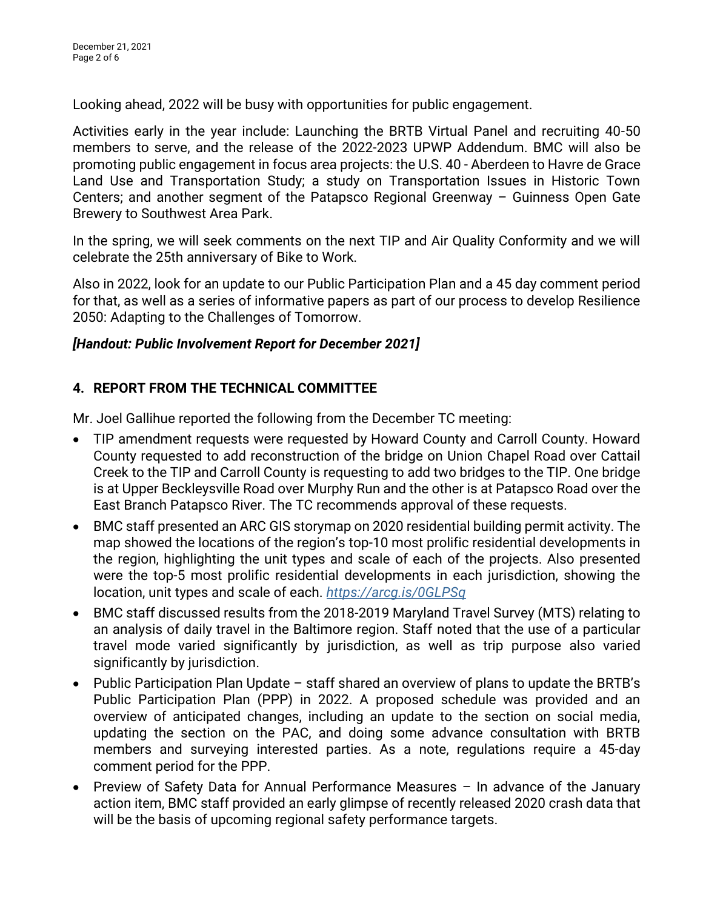Looking ahead, 2022 will be busy with opportunities for public engagement.

Activities early in the year include: Launching the BRTB Virtual Panel and recruiting 40-50 members to serve, and the release of the 2022-2023 UPWP Addendum. BMC will also be promoting public engagement in focus area projects: the U.S. 40 - Aberdeen to Havre de Grace Land Use and Transportation Study; a study on Transportation Issues in Historic Town Centers; and another segment of the Patapsco Regional Greenway – Guinness Open Gate Brewery to Southwest Area Park.

In the spring, we will seek comments on the next TIP and Air Quality Conformity and we will celebrate the 25th anniversary of Bike to Work.

Also in 2022, look for an update to our Public Participation Plan and a 45 day comment period for that, as well as a series of informative papers as part of our process to develop Resilience 2050: Adapting to the Challenges of Tomorrow.

***[Handout: Public Involvement Report for December 2021]***

## 4. REPORT FROM THE TECHNICAL COMMITTEE

Mr. Joel Gallihue reported the following from the December TC meeting:

- TIP amendment requests were requested by Howard County and Carroll County. Howard County requested to add reconstruction of the bridge on Union Chapel Road over Cattail Creek to the TIP and Carroll County is requesting to add two bridges to the TIP. One bridge is at Upper Beckleysville Road over Murphy Run and the other is at Patapsco Road over the East Branch Patapsco River. The TC recommends approval of these requests.
- BMC staff presented an ARC GIS storymap on 2020 residential building permit activity. The map showed the locations of the region's top-10 most prolific residential developments in the region, highlighting the unit types and scale of each of the projects. Also presented were the top-5 most prolific residential developments in each jurisdiction, showing the location, unit types and scale of each. *https://arcg.is/0GLPSq*
- BMC staff discussed results from the 2018-2019 Maryland Travel Survey (MTS) relating to an analysis of daily travel in the Baltimore region. Staff noted that the use of a particular travel mode varied significantly by jurisdiction, as well as trip purpose also varied significantly by jurisdiction.
- Public Participation Plan Update – staff shared an overview of plans to update the BRTB's Public Participation Plan (PPP) in 2022. A proposed schedule was provided and an overview of anticipated changes, including an update to the section on social media, updating the section on the PAC, and doing some advance consultation with BRTB members and surveying interested parties. As a note, regulations require a 45-day comment period for the PPP.
- Preview of Safety Data for Annual Performance Measures – In advance of the January action item, BMC staff provided an early glimpse of recently released 2020 crash data that will be the basis of upcoming regional safety performance targets.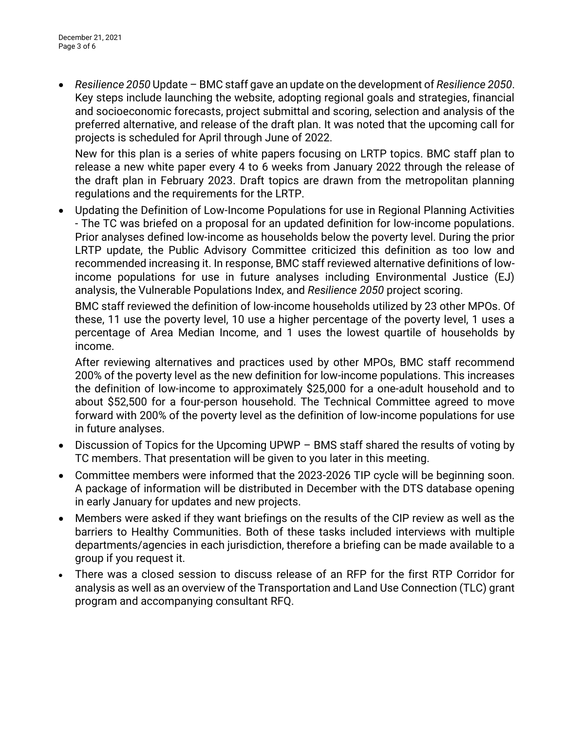- *Resilience 2050* Update – BMC staff gave an update on the development of *Resilience 2050*. Key steps include launching the website, adopting regional goals and strategies, financial and socioeconomic forecasts, project submittal and scoring, selection and analysis of the preferred alternative, and release of the draft plan. It was noted that the upcoming call for projects is scheduled for April through June of 2022.

  New for this plan is a series of white papers focusing on LRTP topics. BMC staff plan to release a new white paper every 4 to 6 weeks from January 2022 through the release of the draft plan in February 2023. Draft topics are drawn from the metropolitan planning regulations and the requirements for the LRTP.

- Updating the Definition of Low-Income Populations for use in Regional Planning Activities - The TC was briefed on a proposal for an updated definition for low-income populations. Prior analyses defined low-income as households below the poverty level. During the prior LRTP update, the Public Advisory Committee criticized this definition as too low and recommended increasing it. In response, BMC staff reviewed alternative definitions of low-income populations for use in future analyses including Environmental Justice (EJ) analysis, the Vulnerable Populations Index, and *Resilience 2050* project scoring.

  BMC staff reviewed the definition of low-income households utilized by 23 other MPOs. Of these, 11 use the poverty level, 10 use a higher percentage of the poverty level, 1 uses a percentage of Area Median Income, and 1 uses the lowest quartile of households by income.

  After reviewing alternatives and practices used by other MPOs, BMC staff recommend 200% of the poverty level as the new definition for low-income populations. This increases the definition of low-income to approximately $25,000 for a one-adult household and to about $52,500 for a four-person household. The Technical Committee agreed to move forward with 200% of the poverty level as the definition of low-income populations for use in future analyses.

- Discussion of Topics for the Upcoming UPWP – BMS staff shared the results of voting by TC members. That presentation will be given to you later in this meeting.
- Committee members were informed that the 2023-2026 TIP cycle will be beginning soon. A package of information will be distributed in December with the DTS database opening in early January for updates and new projects.
- Members were asked if they want briefings on the results of the CIP review as well as the barriers to Healthy Communities. Both of these tasks included interviews with multiple departments/agencies in each jurisdiction, therefore a briefing can be made available to a group if you request it.
- There was a closed session to discuss release of an RFP for the first RTP Corridor for analysis as well as an overview of the Transportation and Land Use Connection (TLC) grant program and accompanying consultant RFQ.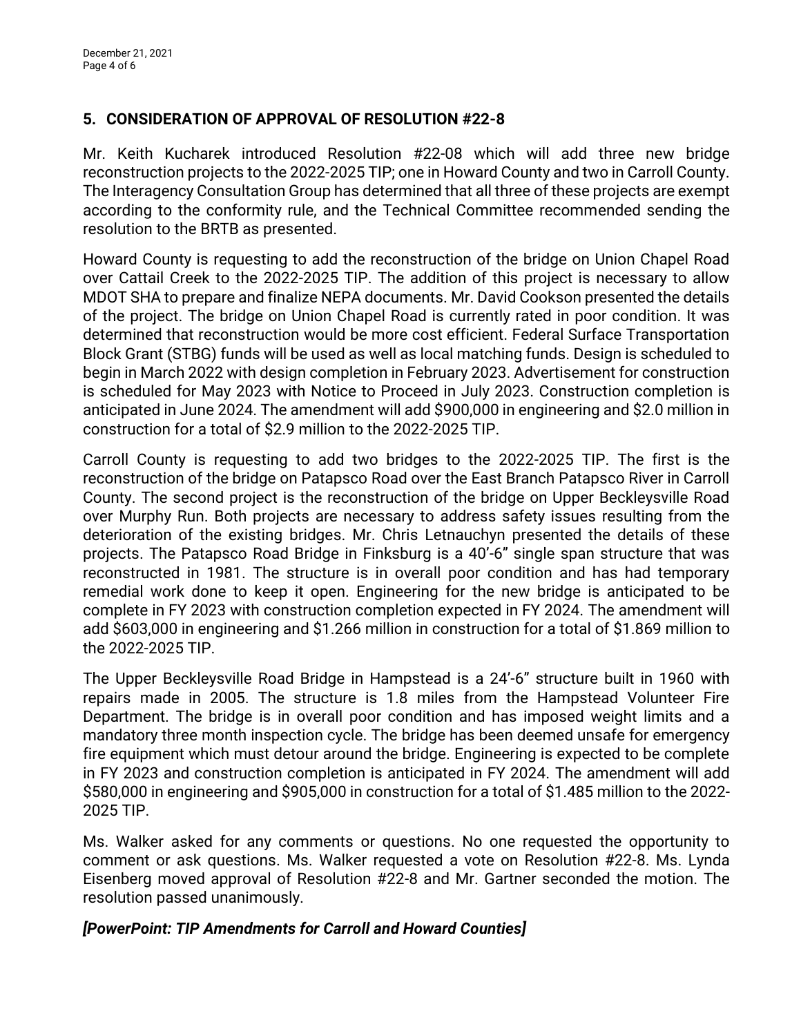## 5. CONSIDERATION OF APPROVAL OF RESOLUTION #22-8

Mr. Keith Kucharek introduced Resolution #22-08 which will add three new bridge reconstruction projects to the 2022-2025 TIP; one in Howard County and two in Carroll County. The Interagency Consultation Group has determined that all three of these projects are exempt according to the conformity rule, and the Technical Committee recommended sending the resolution to the BRTB as presented.

Howard County is requesting to add the reconstruction of the bridge on Union Chapel Road over Cattail Creek to the 2022-2025 TIP. The addition of this project is necessary to allow MDOT SHA to prepare and finalize NEPA documents. Mr. David Cookson presented the details of the project. The bridge on Union Chapel Road is currently rated in poor condition. It was determined that reconstruction would be more cost efficient. Federal Surface Transportation Block Grant (STBG) funds will be used as well as local matching funds. Design is scheduled to begin in March 2022 with design completion in February 2023. Advertisement for construction is scheduled for May 2023 with Notice to Proceed in July 2023. Construction completion is anticipated in June 2024. The amendment will add $900,000 in engineering and $2.0 million in construction for a total of $2.9 million to the 2022-2025 TIP.

Carroll County is requesting to add two bridges to the 2022-2025 TIP. The first is the reconstruction of the bridge on Patapsco Road over the East Branch Patapsco River in Carroll County. The second project is the reconstruction of the bridge on Upper Beckleysville Road over Murphy Run. Both projects are necessary to address safety issues resulting from the deterioration of the existing bridges. Mr. Chris Letnauchyn presented the details of these projects. The Patapsco Road Bridge in Finksburg is a 40'-6" single span structure that was reconstructed in 1981. The structure is in overall poor condition and has had temporary remedial work done to keep it open. Engineering for the new bridge is anticipated to be complete in FY 2023 with construction completion expected in FY 2024. The amendment will add $603,000 in engineering and $1.266 million in construction for a total of $1.869 million to the 2022-2025 TIP.

The Upper Beckleysville Road Bridge in Hampstead is a 24'-6" structure built in 1960 with repairs made in 2005. The structure is 1.8 miles from the Hampstead Volunteer Fire Department. The bridge is in overall poor condition and has imposed weight limits and a mandatory three month inspection cycle. The bridge has been deemed unsafe for emergency fire equipment which must detour around the bridge. Engineering is expected to be complete in FY 2023 and construction completion is anticipated in FY 2024. The amendment will add $580,000 in engineering and $905,000 in construction for a total of $1.485 million to the 2022-2025 TIP.

Ms. Walker asked for any comments or questions. No one requested the opportunity to comment or ask questions. Ms. Walker requested a vote on Resolution #22-8. Ms. Lynda Eisenberg moved approval of Resolution #22-8 and Mr. Gartner seconded the motion. The resolution passed unanimously.

***[PowerPoint: TIP Amendments for Carroll and Howard Counties]***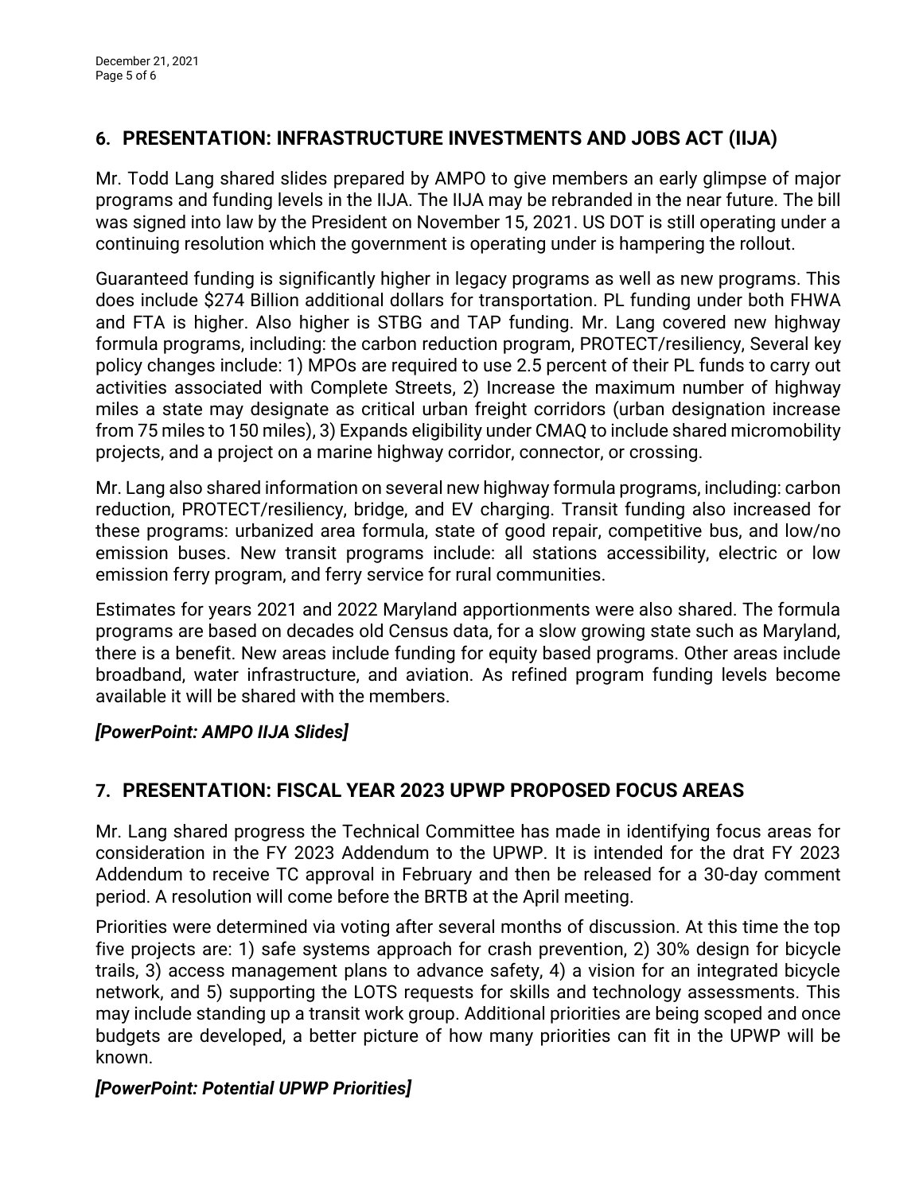## 6. PRESENTATION: INFRASTRUCTURE INVESTMENTS AND JOBS ACT (IIJA)

Mr. Todd Lang shared slides prepared by AMPO to give members an early glimpse of major programs and funding levels in the IIJA. The IIJA may be rebranded in the near future. The bill was signed into law by the President on November 15, 2021. US DOT is still operating under a continuing resolution which the government is operating under is hampering the rollout.

Guaranteed funding is significantly higher in legacy programs as well as new programs. This does include $274 Billion additional dollars for transportation. PL funding under both FHWA and FTA is higher. Also higher is STBG and TAP funding. Mr. Lang covered new highway formula programs, including: the carbon reduction program, PROTECT/resiliency, Several key policy changes include: 1) MPOs are required to use 2.5 percent of their PL funds to carry out activities associated with Complete Streets, 2) Increase the maximum number of highway miles a state may designate as critical urban freight corridors (urban designation increase from 75 miles to 150 miles), 3) Expands eligibility under CMAQ to include shared micromobility projects, and a project on a marine highway corridor, connector, or crossing.

Mr. Lang also shared information on several new highway formula programs, including: carbon reduction, PROTECT/resiliency, bridge, and EV charging. Transit funding also increased for these programs: urbanized area formula, state of good repair, competitive bus, and low/no emission buses. New transit programs include: all stations accessibility, electric or low emission ferry program, and ferry service for rural communities.

Estimates for years 2021 and 2022 Maryland apportionments were also shared. The formula programs are based on decades old Census data, for a slow growing state such as Maryland, there is a benefit. New areas include funding for equity based programs. Other areas include broadband, water infrastructure, and aviation. As refined program funding levels become available it will be shared with the members.

***[PowerPoint: AMPO IIJA Slides]***

## 7. PRESENTATION: FISCAL YEAR 2023 UPWP PROPOSED FOCUS AREAS

Mr. Lang shared progress the Technical Committee has made in identifying focus areas for consideration in the FY 2023 Addendum to the UPWP. It is intended for the drat FY 2023 Addendum to receive TC approval in February and then be released for a 30-day comment period. A resolution will come before the BRTB at the April meeting.

Priorities were determined via voting after several months of discussion. At this time the top five projects are: 1) safe systems approach for crash prevention, 2) 30% design for bicycle trails, 3) access management plans to advance safety, 4) a vision for an integrated bicycle network, and 5) supporting the LOTS requests for skills and technology assessments. This may include standing up a transit work group. Additional priorities are being scoped and once budgets are developed, a better picture of how many priorities can fit in the UPWP will be known.

***[PowerPoint: Potential UPWP Priorities]***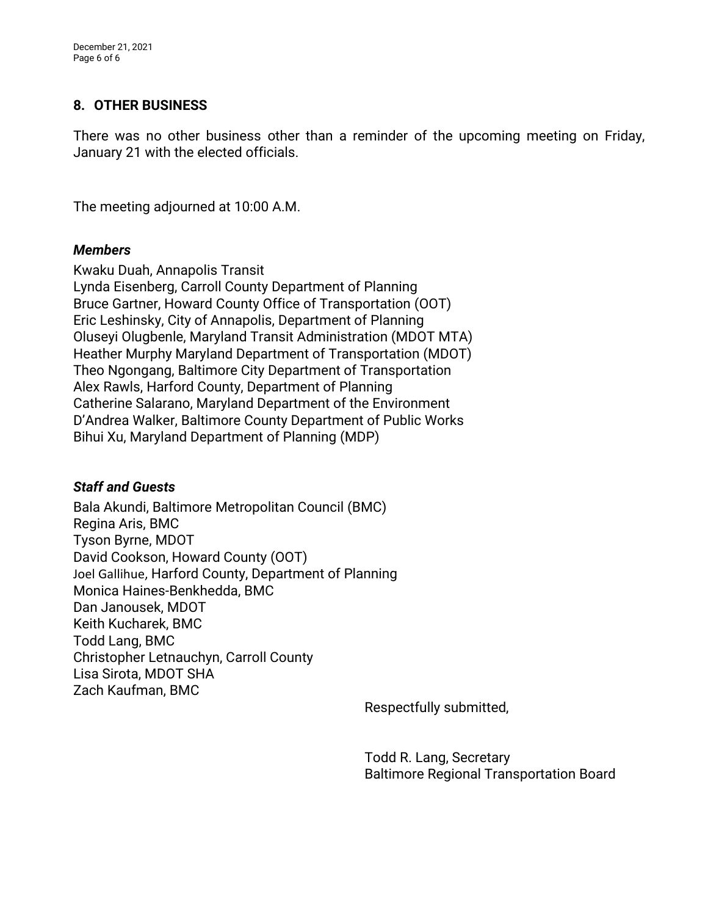## 8. OTHER BUSINESS

There was no other business other than a reminder of the upcoming meeting on Friday, January 21 with the elected officials.

The meeting adjourned at 10:00 A.M.

### *Members*

Kwaku Duah, Annapolis Transit
Lynda Eisenberg, Carroll County Department of Planning
Bruce Gartner, Howard County Office of Transportation (OOT)
Eric Leshinsky, City of Annapolis, Department of Planning
Oluseyi Olugbenle, Maryland Transit Administration (MDOT MTA)
Heather Murphy Maryland Department of Transportation (MDOT)
Theo Ngongang, Baltimore City Department of Transportation
Alex Rawls, Harford County, Department of Planning
Catherine Salarano, Maryland Department of the Environment
D'Andrea Walker, Baltimore County Department of Public Works
Bihui Xu, Maryland Department of Planning (MDP)

### *Staff and Guests*

Bala Akundi, Baltimore Metropolitan Council (BMC)
Regina Aris, BMC
Tyson Byrne, MDOT
David Cookson, Howard County (OOT)
Joel Gallihue, Harford County, Department of Planning
Monica Haines-Benkhedda, BMC
Dan Janousek, MDOT
Keith Kucharek, BMC
Todd Lang, BMC
Christopher Letnauchyn, Carroll County
Lisa Sirota, MDOT SHA
Zach Kaufman, BMC

Respectfully submitted,

Todd R. Lang, Secretary
Baltimore Regional Transportation Board